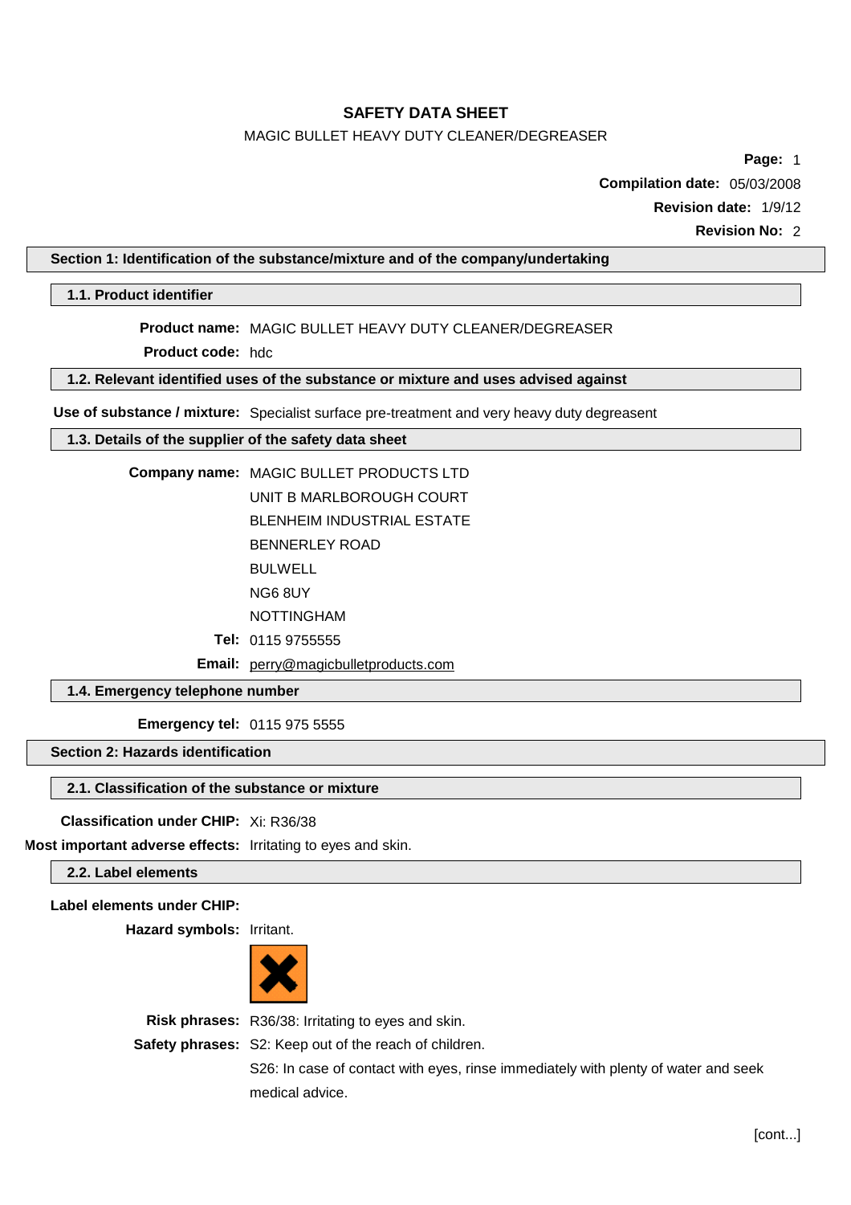# SAFETY DATA SHEET

MAGIC BULLET HEAVY DUTY CLEANER/DEGREASER

**Compilation date:** 05/03/2008

**Revision date:** 1/9/12

**Revision No:** 2

## Section 1: Identification of the substance/mixture and of the company/undertaking

### 1.1. Product identifier

**Product name:** MAGIC BULLET HEAVY DUTY CLEANER/DEGREASER

**Product code:** hdc

### 1.2. Relevant identified uses of the substance or mixture and uses advised against

**Use of substance / mixture:** Specialist surface pre-treatment and very heavy duty degreasent

### 1.3. Details of the supplier of the safety data sheet

**Company name:** MAGIC BULLET PRODUCTS LTD

UNIT B MARLBOROUGH COURT

BLENHEIM INDUSTRIAL ESTATE

BENNERLEY ROAD

BULWELL

NG6 8UY

NOTTINGHAM

**Tel:** 0115 9755555

**Email:** perry@magicbulletproducts.com

### 1.4. Emergency telephone number

**Emergency tel:** 0115 975 5555

## Section 2: Hazards identification

### 2.1. Classification of the substance or mixture

**Classification under CHIP:** Xi: R36/38

**Most important adverse effects:** Irritating to eyes and skin.

### 2.2. Label elements

**Label elements under CHIP:**

**Hazard symbols:** Irritant.

**Risk phrases:** R36/38: Irritating to eyes and skin.

**Safety phrases:** S2: Keep out of the reach of children.

S26: In case of contact with eyes, rinse immediately with plenty of water and seek medical advice.

[cont...]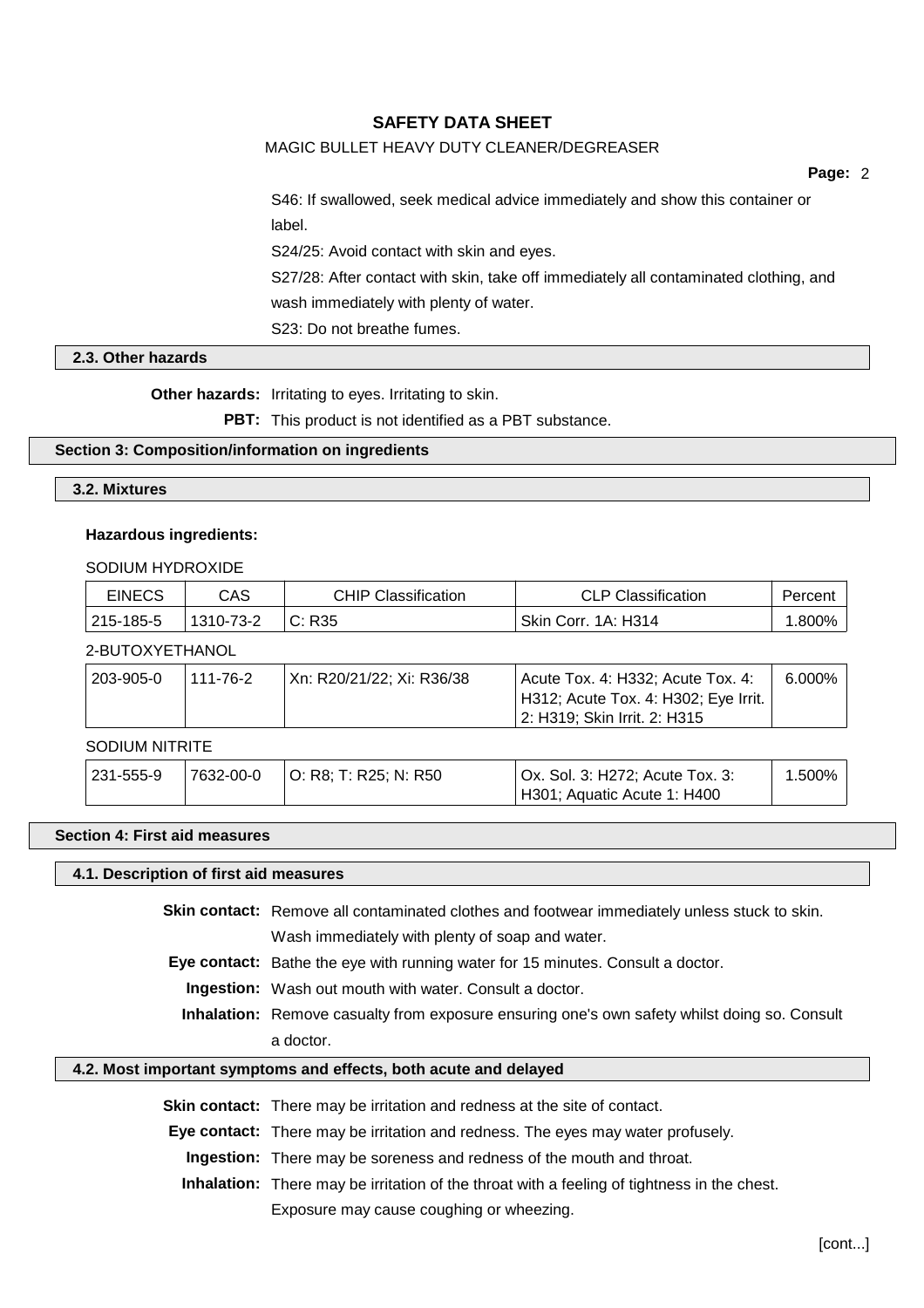S46: If swallowed, seek medical advice immediately and show this container or label.

S24/25: Avoid contact with skin and eyes.

S27/28: After contact with skin, take off immediately all contaminated clothing, and wash immediately with plenty of water.

S23: Do not breathe fumes.

### 2.3. Other hazards

**Other hazards:** Irritating to eyes. Irritating to skin.

**PBT:** This product is not identified as a PBT substance.

## Section 3: Composition/information on ingredients

### 3.2. Mixtures

**Hazardous ingredients:**

SODIUM HYDROXIDE

| EINECS | CAS | CHIP Classification | CLP Classification | Percent |
|---|---|---|---|---|
| 215-185-5 | 1310-73-2 | C: R35 | Skin Corr. 1A: H314 | 1.800% |

2-BUTOXYETHANOL

| EINECS | CAS | CHIP Classification | CLP Classification | Percent |
|---|---|---|---|---|
| 203-905-0 | 111-76-2 | Xn: R20/21/22; Xi: R36/38 | Acute Tox. 4: H332; Acute Tox. 4: H312; Acute Tox. 4: H302; Eye Irrit. 2: H319; Skin Irrit. 2: H315 | 6.000% |

SODIUM NITRITE

| EINECS | CAS | CHIP Classification | CLP Classification | Percent |
|---|---|---|---|---|
| 231-555-9 | 7632-00-0 | O: R8; T: R25; N: R50 | Ox. Sol. 3: H272; Acute Tox. 3: H301; Aquatic Acute 1: H400 | 1.500% |

## Section 4: First aid measures

### 4.1. Description of first aid measures

**Skin contact:** Remove all contaminated clothes and footwear immediately unless stuck to skin. Wash immediately with plenty of soap and water.

**Eye contact:** Bathe the eye with running water for 15 minutes. Consult a doctor.

**Ingestion:** Wash out mouth with water. Consult a doctor.

**Inhalation:** Remove casualty from exposure ensuring one's own safety whilst doing so. Consult a doctor.

### 4.2. Most important symptoms and effects, both acute and delayed

**Skin contact:** There may be irritation and redness at the site of contact.

**Eye contact:** There may be irritation and redness. The eyes may water profusely.

**Ingestion:** There may be soreness and redness of the mouth and throat.

**Inhalation:** There may be irritation of the throat with a feeling of tightness in the chest. Exposure may cause coughing or wheezing.

[cont...]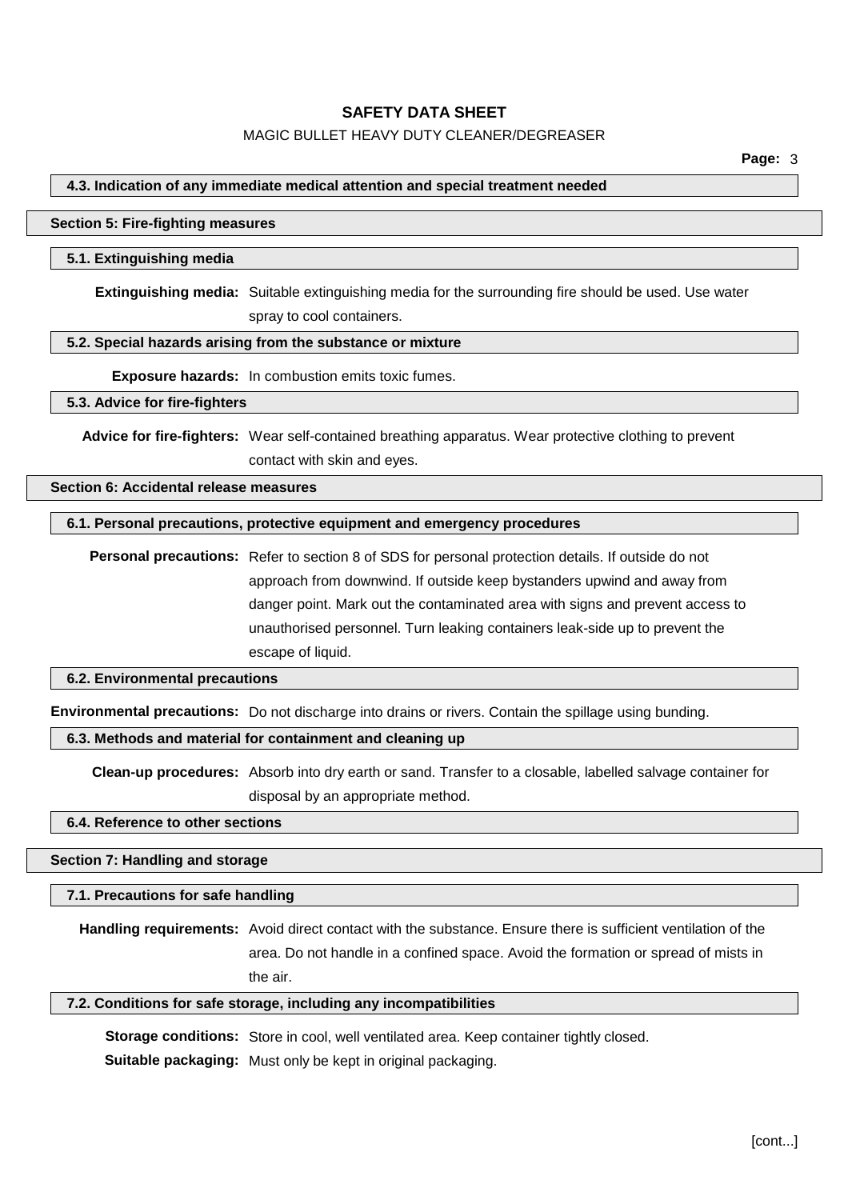### 4.3. Indication of any immediate medical attention and special treatment needed

## Section 5: Fire-fighting measures

### 5.1. Extinguishing media

**Extinguishing media:** Suitable extinguishing media for the surrounding fire should be used. Use water spray to cool containers.

### 5.2. Special hazards arising from the substance or mixture

**Exposure hazards:** In combustion emits toxic fumes.

### 5.3. Advice for fire-fighters

**Advice for fire-fighters:** Wear self-contained breathing apparatus. Wear protective clothing to prevent contact with skin and eyes.

## Section 6: Accidental release measures

### 6.1. Personal precautions, protective equipment and emergency procedures

**Personal precautions:** Refer to section 8 of SDS for personal protection details. If outside do not approach from downwind. If outside keep bystanders upwind and away from danger point. Mark out the contaminated area with signs and prevent access to unauthorised personnel. Turn leaking containers leak-side up to prevent the escape of liquid.

### 6.2. Environmental precautions

**Environmental precautions:** Do not discharge into drains or rivers. Contain the spillage using bunding.

### 6.3. Methods and material for containment and cleaning up

**Clean-up procedures:** Absorb into dry earth or sand. Transfer to a closable, labelled salvage container for disposal by an appropriate method.

### 6.4. Reference to other sections

## Section 7: Handling and storage

### 7.1. Precautions for safe handling

**Handling requirements:** Avoid direct contact with the substance. Ensure there is sufficient ventilation of the area. Do not handle in a confined space. Avoid the formation or spread of mists in the air.

### 7.2. Conditions for safe storage, including any incompatibilities

**Storage conditions:** Store in cool, well ventilated area. Keep container tightly closed.

**Suitable packaging:** Must only be kept in original packaging.

[cont...]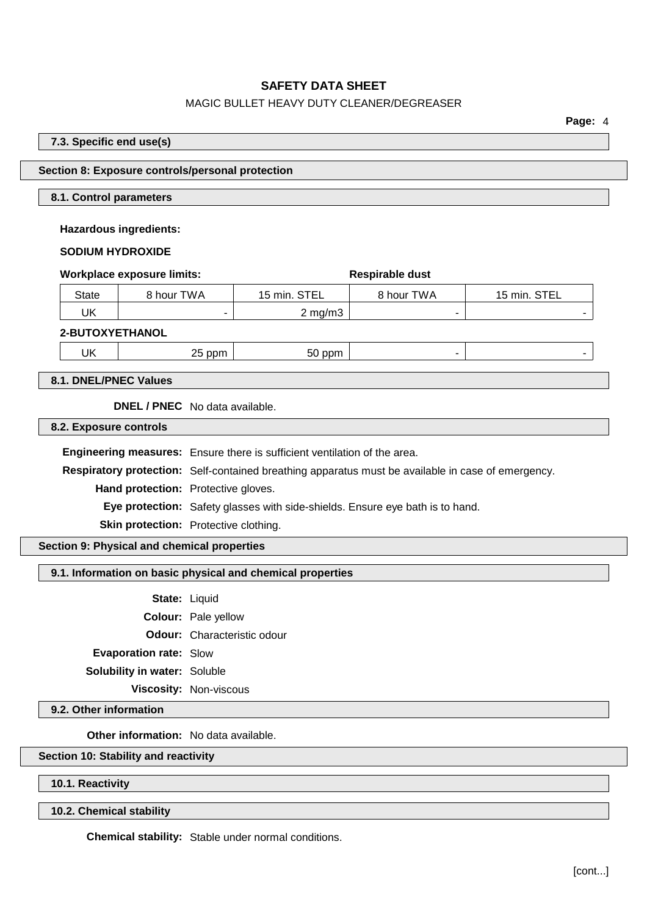### 7.3. Specific end use(s)

## Section 8: Exposure controls/personal protection

### 8.1. Control parameters

**Hazardous ingredients:**

**SODIUM HYDROXIDE**

| **Workplace exposure limits:** | | | **Respirable dust** | |
|---|---|---|---|---|
| State | 8 hour TWA | 15 min. STEL | 8 hour TWA | 15 min. STEL |
| UK | - | 2 mg/m3 | - | - |

**2-BUTOXYETHANOL**

| | | | | |
|---|---|---|---|---|
| UK | 25 ppm | 50 ppm | - | - |

### 8.1. DNEL/PNEC Values

**DNEL / PNEC** No data available.

### 8.2. Exposure controls

**Engineering measures:** Ensure there is sufficient ventilation of the area.

**Respiratory protection:** Self-contained breathing apparatus must be available in case of emergency.

**Hand protection:** Protective gloves.

**Eye protection:** Safety glasses with side-shields. Ensure eye bath is to hand.

**Skin protection:** Protective clothing.

## Section 9: Physical and chemical properties

### 9.1. Information on basic physical and chemical properties

**State:** Liquid

**Colour:** Pale yellow

**Odour:** Characteristic odour

**Evaporation rate:** Slow

**Solubility in water:** Soluble

**Viscosity:** Non-viscous

### 9.2. Other information

**Other information:** No data available.

## Section 10: Stability and reactivity

### 10.1. Reactivity

### 10.2. Chemical stability

**Chemical stability:** Stable under normal conditions.

[cont...]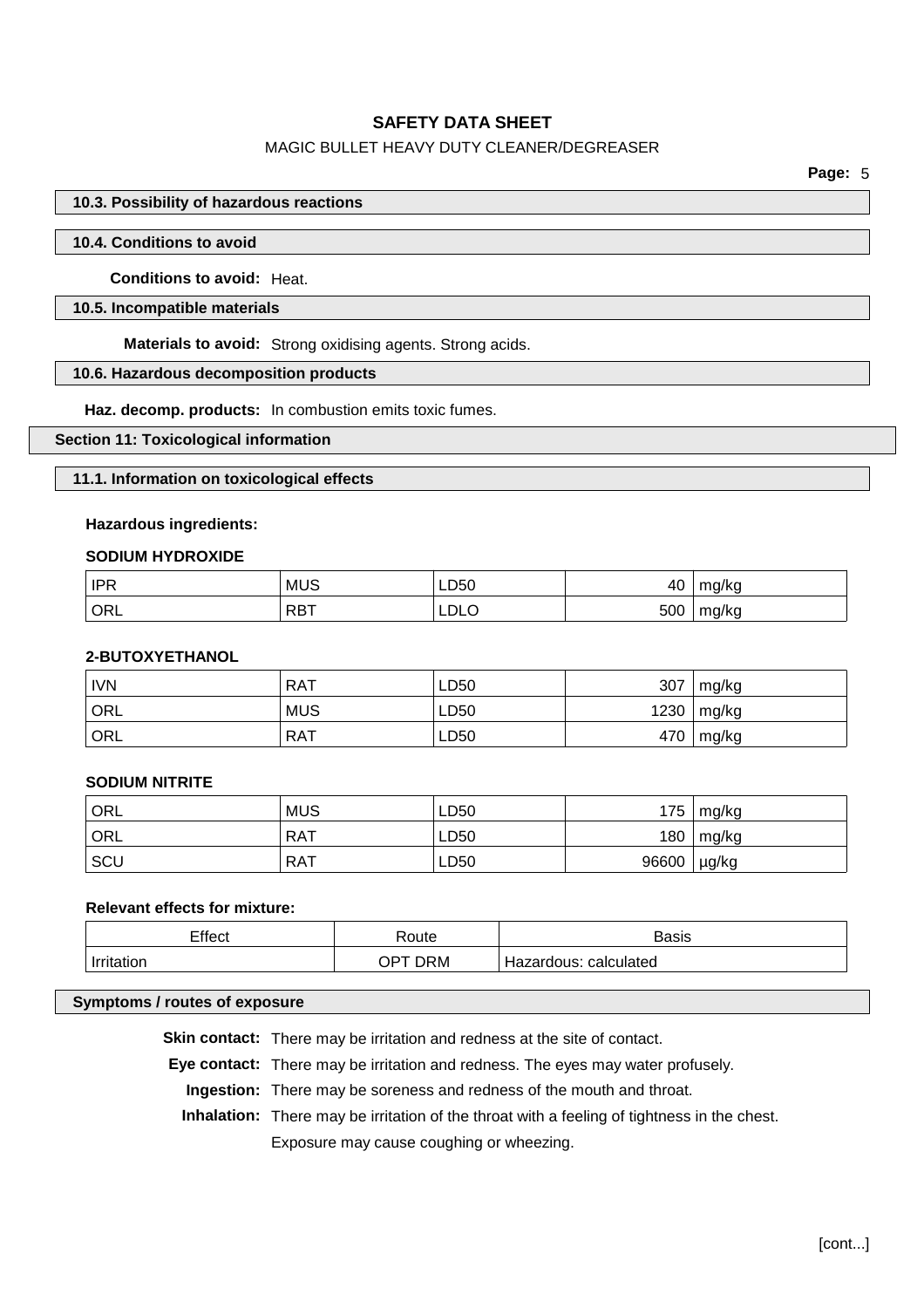#### 10.3. Possibility of hazardous reactions

#### 10.4. Conditions to avoid

**Conditions to avoid:** Heat.

#### 10.5. Incompatible materials

**Materials to avoid:** Strong oxidising agents. Strong acids.

#### 10.6. Hazardous decomposition products

**Haz. decomp. products:** In combustion emits toxic fumes.

## Section 11: Toxicological information

#### 11.1. Information on toxicological effects

**Hazardous ingredients:**

**SODIUM HYDROXIDE**

| | | | | |
|---|---|---|---|---|
| IPR | MUS | LD50 | 40 | mg/kg |
| ORL | RBT | LDLO | 500 | mg/kg |

**2-BUTOXYETHANOL**

| | | | | |
|---|---|---|---|---|
| IVN | RAT | LD50 | 307 | mg/kg |
| ORL | MUS | LD50 | 1230 | mg/kg |
| ORL | RAT | LD50 | 470 | mg/kg |

**SODIUM NITRITE**

| | | | | |
|---|---|---|---|---|
| ORL | MUS | LD50 | 175 | mg/kg |
| ORL | RAT | LD50 | 180 | mg/kg |
| SCU | RAT | LD50 | 96600 | µg/kg |

**Relevant effects for mixture:**

| Effect | Route | Basis |
|---|---|---|
| Irritation | OPT DRM | Hazardous: calculated |

#### Symptoms / routes of exposure

**Skin contact:** There may be irritation and redness at the site of contact.

**Eye contact:** There may be irritation and redness. The eyes may water profusely.

**Ingestion:** There may be soreness and redness of the mouth and throat.

**Inhalation:** There may be irritation of the throat with a feeling of tightness in the chest. Exposure may cause coughing or wheezing.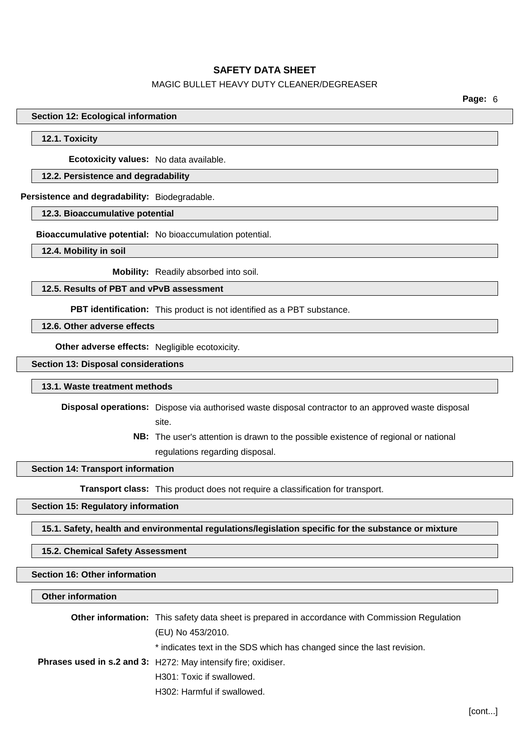## Section 12: Ecological information

### 12.1. Toxicity

**Ecotoxicity values:** No data available.

### 12.2. Persistence and degradability

**Persistence and degradability:** Biodegradable.

### 12.3. Bioaccumulative potential

**Bioaccumulative potential:** No bioaccumulation potential.

### 12.4. Mobility in soil

**Mobility:** Readily absorbed into soil.

### 12.5. Results of PBT and vPvB assessment

**PBT identification:** This product is not identified as a PBT substance.

### 12.6. Other adverse effects

**Other adverse effects:** Negligible ecotoxicity.

## Section 13: Disposal considerations

### 13.1. Waste treatment methods

**Disposal operations:** Dispose via authorised waste disposal contractor to an approved waste disposal site.

**NB:** The user's attention is drawn to the possible existence of regional or national regulations regarding disposal.

## Section 14: Transport information

**Transport class:** This product does not require a classification for transport.

## Section 15: Regulatory information

### 15.1. Safety, health and environmental regulations/legislation specific for the substance or mixture

### 15.2. Chemical Safety Assessment

## Section 16: Other information

### Other information

**Other information:** This safety data sheet is prepared in accordance with Commission Regulation (EU) No 453/2010.

* indicates text in the SDS which has changed since the last revision.

**Phrases used in s.2 and 3:** H272: May intensify fire; oxidiser.

H301: Toxic if swallowed.

H302: Harmful if swallowed.

[cont...]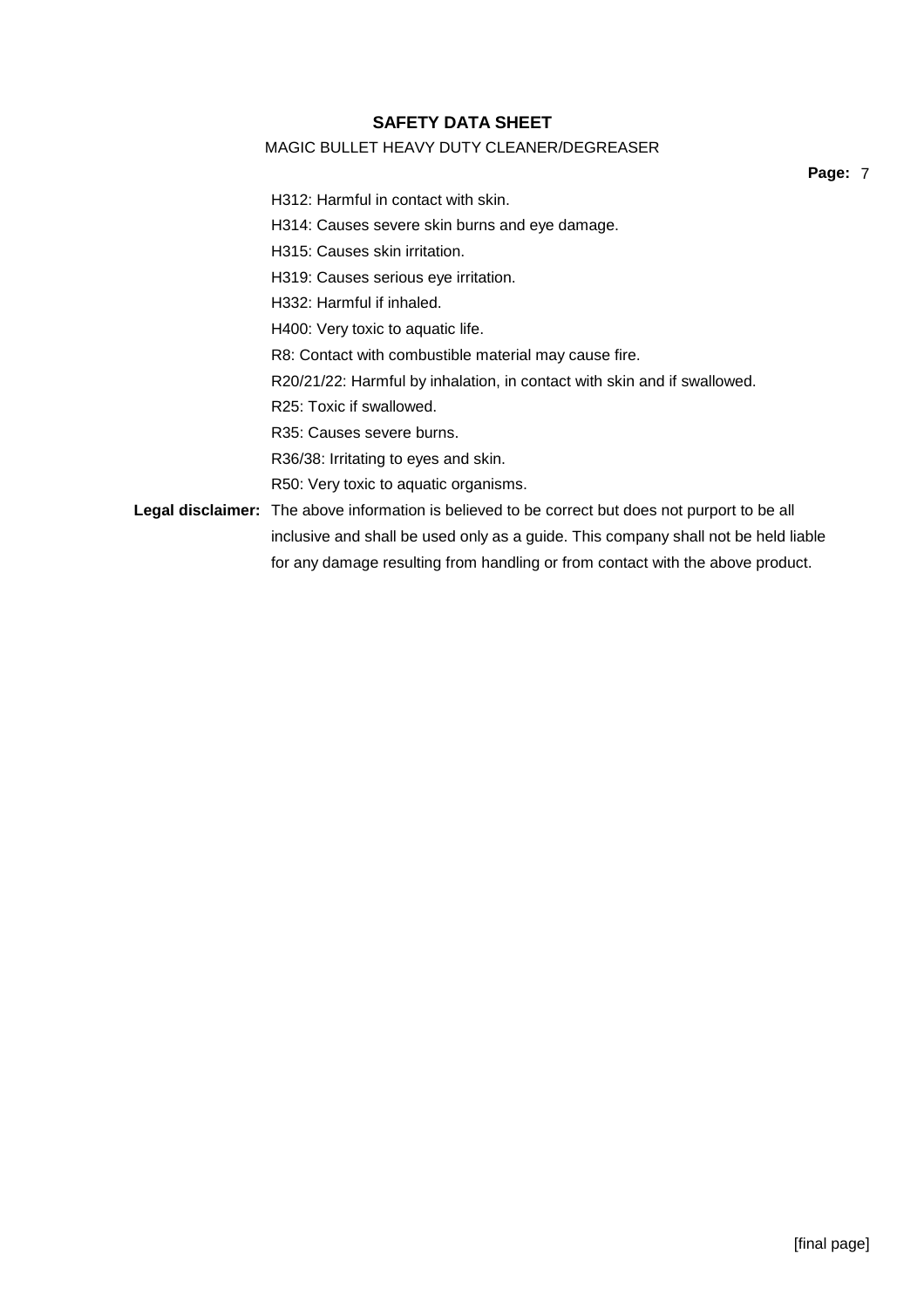H312: Harmful in contact with skin.

H314: Causes severe skin burns and eye damage.

H315: Causes skin irritation.

H319: Causes serious eye irritation.

H332: Harmful if inhaled.

H400: Very toxic to aquatic life.

R8: Contact with combustible material may cause fire.

R20/21/22: Harmful by inhalation, in contact with skin and if swallowed.

R25: Toxic if swallowed.

R35: Causes severe burns.

R36/38: Irritating to eyes and skin.

R50: Very toxic to aquatic organisms.

**Legal disclaimer:** The above information is believed to be correct but does not purport to be all inclusive and shall be used only as a guide. This company shall not be held liable for any damage resulting from handling or from contact with the above product.

[final page]